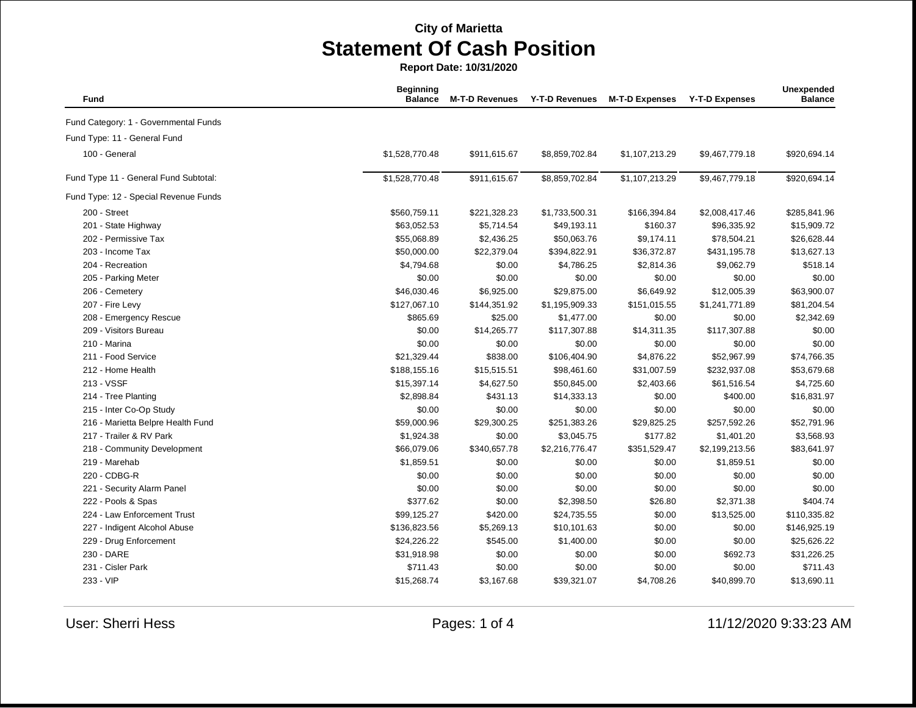**City of Marietta**

# Statement Of Cash Position

**Report Date: 10/31/2020**

| Fund | Beginning Balance | M-T-D Revenues | Y-T-D Revenues | M-T-D Expenses | Y-T-D Expenses | Unexpended Balance |
|---|---|---|---|---|---|---|
| Fund Category: 1 - Governmental Funds | | | | | | |
| Fund Type: 11 - General Fund | | | | | | |
| 100 - General | $1,528,770.48 | $911,615.67 | $8,859,702.84 | $1,107,213.29 | $9,467,779.18 | $920,694.14 |
| Fund Type 11 - General Fund Subtotal: | $1,528,770.48 | $911,615.67 | $8,859,702.84 | $1,107,213.29 | $9,467,779.18 | $920,694.14 |
| Fund Type: 12 - Special Revenue Funds | | | | | | |
| 200 - Street | $560,759.11 | $221,328.23 | $1,733,500.31 | $166,394.84 | $2,008,417.46 | $285,841.96 |
| 201 - State Highway | $63,052.53 | $5,714.54 | $49,193.11 | $160.37 | $96,335.92 | $15,909.72 |
| 202 - Permissive Tax | $55,068.89 | $2,436.25 | $50,063.76 | $9,174.11 | $78,504.21 | $26,628.44 |
| 203 - Income Tax | $50,000.00 | $22,379.04 | $394,822.91 | $36,372.87 | $431,195.78 | $13,627.13 |
| 204 - Recreation | $4,794.68 | $0.00 | $4,786.25 | $2,814.36 | $9,062.79 | $518.14 |
| 205 - Parking Meter | $0.00 | $0.00 | $0.00 | $0.00 | $0.00 | $0.00 |
| 206 - Cemetery | $46,030.46 | $6,925.00 | $29,875.00 | $6,649.92 | $12,005.39 | $63,900.07 |
| 207 - Fire Levy | $127,067.10 | $144,351.92 | $1,195,909.33 | $151,015.55 | $1,241,771.89 | $81,204.54 |
| 208 - Emergency Rescue | $865.69 | $25.00 | $1,477.00 | $0.00 | $0.00 | $2,342.69 |
| 209 - Visitors Bureau | $0.00 | $14,265.77 | $117,307.88 | $14,311.35 | $117,307.88 | $0.00 |
| 210 - Marina | $0.00 | $0.00 | $0.00 | $0.00 | $0.00 | $0.00 |
| 211 - Food Service | $21,329.44 | $838.00 | $106,404.90 | $4,876.22 | $52,967.99 | $74,766.35 |
| 212 - Home Health | $188,155.16 | $15,515.51 | $98,461.60 | $31,007.59 | $232,937.08 | $53,679.68 |
| 213 - VSSF | $15,397.14 | $4,627.50 | $50,845.00 | $2,403.66 | $61,516.54 | $4,725.60 |
| 214 - Tree Planting | $2,898.84 | $431.13 | $14,333.13 | $0.00 | $400.00 | $16,831.97 |
| 215 - Inter Co-Op Study | $0.00 | $0.00 | $0.00 | $0.00 | $0.00 | $0.00 |
| 216 - Marietta Belpre Health Fund | $59,000.96 | $29,300.25 | $251,383.26 | $29,825.25 | $257,592.26 | $52,791.96 |
| 217 - Trailer & RV Park | $1,924.38 | $0.00 | $3,045.75 | $177.82 | $1,401.20 | $3,568.93 |
| 218 - Community Development | $66,079.06 | $340,657.78 | $2,216,776.47 | $351,529.47 | $2,199,213.56 | $83,641.97 |
| 219 - Marehab | $1,859.51 | $0.00 | $0.00 | $0.00 | $1,859.51 | $0.00 |
| 220 - CDBG-R | $0.00 | $0.00 | $0.00 | $0.00 | $0.00 | $0.00 |
| 221 - Security Alarm Panel | $0.00 | $0.00 | $0.00 | $0.00 | $0.00 | $0.00 |
| 222 - Pools & Spas | $377.62 | $0.00 | $2,398.50 | $26.80 | $2,371.38 | $404.74 |
| 224 - Law Enforcement Trust | $99,125.27 | $420.00 | $24,735.55 | $0.00 | $13,525.00 | $110,335.82 |
| 227 - Indigent Alcohol Abuse | $136,823.56 | $5,269.13 | $10,101.63 | $0.00 | $0.00 | $146,925.19 |
| 229 - Drug Enforcement | $24,226.22 | $545.00 | $1,400.00 | $0.00 | $0.00 | $25,626.22 |
| 230 - DARE | $31,918.98 | $0.00 | $0.00 | $0.00 | $692.73 | $31,226.25 |
| 231 - Cisler Park | $711.43 | $0.00 | $0.00 | $0.00 | $0.00 | $711.43 |
| 233 - VIP | $15,268.74 | $3,167.68 | $39,321.07 | $4,708.26 | $40,899.70 | $13,690.11 |

User: Sherri Hess

11/12/2020 9:33:23 AM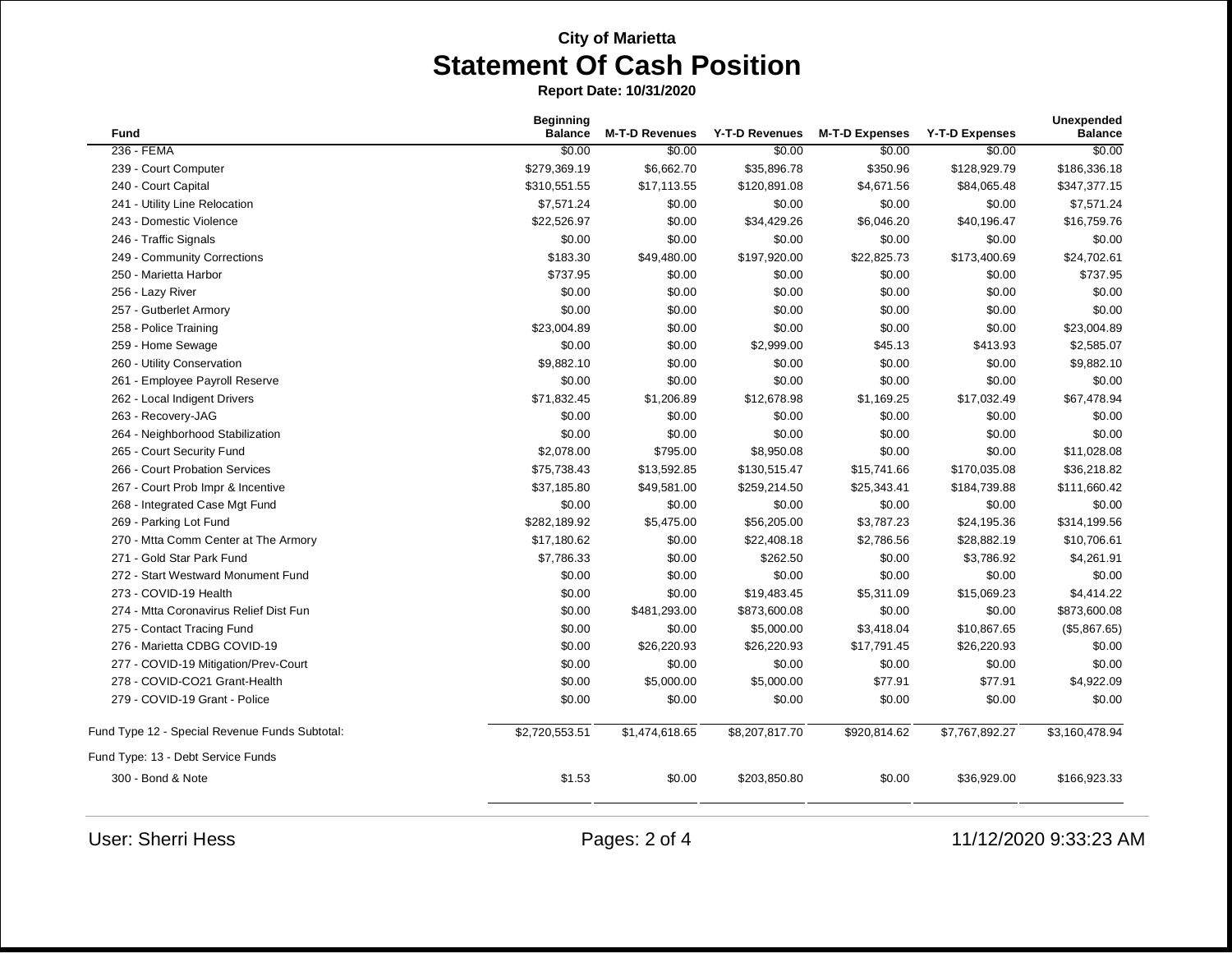**City of Marietta**

# Statement Of Cash Position

**Report Date: 10/31/2020**

| Fund | Beginning Balance | M-T-D Revenues | Y-T-D Revenues | M-T-D Expenses | Y-T-D Expenses | Unexpended Balance |
|---|---|---|---|---|---|---|
| 236 - FEMA | $0.00 | $0.00 | $0.00 | $0.00 | $0.00 | $0.00 |
| 239 - Court Computer | $279,369.19 | $6,662.70 | $35,896.78 | $350.96 | $128,929.79 | $186,336.18 |
| 240 - Court Capital | $310,551.55 | $17,113.55 | $120,891.08 | $4,671.56 | $84,065.48 | $347,377.15 |
| 241 - Utility Line Relocation | $7,571.24 | $0.00 | $0.00 | $0.00 | $0.00 | $7,571.24 |
| 243 - Domestic Violence | $22,526.97 | $0.00 | $34,429.26 | $6,046.20 | $40,196.47 | $16,759.76 |
| 246 - Traffic Signals | $0.00 | $0.00 | $0.00 | $0.00 | $0.00 | $0.00 |
| 249 - Community Corrections | $183.30 | $49,480.00 | $197,920.00 | $22,825.73 | $173,400.69 | $24,702.61 |
| 250 - Marietta Harbor | $737.95 | $0.00 | $0.00 | $0.00 | $0.00 | $737.95 |
| 256 - Lazy River | $0.00 | $0.00 | $0.00 | $0.00 | $0.00 | $0.00 |
| 257 - Gutberlet Armory | $0.00 | $0.00 | $0.00 | $0.00 | $0.00 | $0.00 |
| 258 - Police Training | $23,004.89 | $0.00 | $0.00 | $0.00 | $0.00 | $23,004.89 |
| 259 - Home Sewage | $0.00 | $0.00 | $2,999.00 | $45.13 | $413.93 | $2,585.07 |
| 260 - Utility Conservation | $9,882.10 | $0.00 | $0.00 | $0.00 | $0.00 | $9,882.10 |
| 261 - Employee Payroll Reserve | $0.00 | $0.00 | $0.00 | $0.00 | $0.00 | $0.00 |
| 262 - Local Indigent Drivers | $71,832.45 | $1,206.89 | $12,678.98 | $1,169.25 | $17,032.49 | $67,478.94 |
| 263 - Recovery-JAG | $0.00 | $0.00 | $0.00 | $0.00 | $0.00 | $0.00 |
| 264 - Neighborhood Stabilization | $0.00 | $0.00 | $0.00 | $0.00 | $0.00 | $0.00 |
| 265 - Court Security Fund | $2,078.00 | $795.00 | $8,950.08 | $0.00 | $0.00 | $11,028.08 |
| 266 - Court Probation Services | $75,738.43 | $13,592.85 | $130,515.47 | $15,741.66 | $170,035.08 | $36,218.82 |
| 267 - Court Prob Impr & Incentive | $37,185.80 | $49,581.00 | $259,214.50 | $25,343.41 | $184,739.88 | $111,660.42 |
| 268 - Integrated Case Mgt Fund | $0.00 | $0.00 | $0.00 | $0.00 | $0.00 | $0.00 |
| 269 - Parking Lot Fund | $282,189.92 | $5,475.00 | $56,205.00 | $3,787.23 | $24,195.36 | $314,199.56 |
| 270 - Mtta Comm Center at The Armory | $17,180.62 | $0.00 | $22,408.18 | $2,786.56 | $28,882.19 | $10,706.61 |
| 271 - Gold Star Park Fund | $7,786.33 | $0.00 | $262.50 | $0.00 | $3,786.92 | $4,261.91 |
| 272 - Start Westward Monument Fund | $0.00 | $0.00 | $0.00 | $0.00 | $0.00 | $0.00 |
| 273 - COVID-19 Health | $0.00 | $0.00 | $19,483.45 | $5,311.09 | $15,069.23 | $4,414.22 |
| 274 - Mtta Coronavirus Relief Dist Fun | $0.00 | $481,293.00 | $873,600.08 | $0.00 | $0.00 | $873,600.08 |
| 275 - Contact Tracing Fund | $0.00 | $0.00 | $5,000.00 | $3,418.04 | $10,867.65 | ($5,867.65) |
| 276 - Marietta CDBG COVID-19 | $0.00 | $26,220.93 | $26,220.93 | $17,791.45 | $26,220.93 | $0.00 |
| 277 - COVID-19 Mitigation/Prev-Court | $0.00 | $0.00 | $0.00 | $0.00 | $0.00 | $0.00 |
| 278 - COVID-CO21 Grant-Health | $0.00 | $5,000.00 | $5,000.00 | $77.91 | $77.91 | $4,922.09 |
| 279 - COVID-19 Grant - Police | $0.00 | $0.00 | $0.00 | $0.00 | $0.00 | $0.00 |
| Fund Type 12 - Special Revenue Funds Subtotal: | $2,720,553.51 | $1,474,618.65 | $8,207,817.70 | $920,814.62 | $7,767,892.27 | $3,160,478.94 |
| Fund Type: 13 - Debt Service Funds | | | | | | |
| 300 - Bond & Note | $1.53 | $0.00 | $203,850.80 | $0.00 | $36,929.00 | $166,923.33 |

User: Sherri Hess

11/12/2020 9:33:23 AM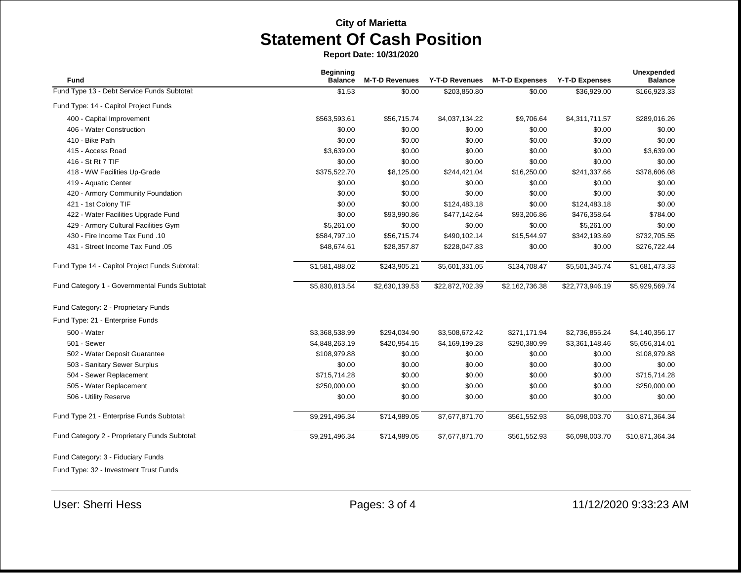**City of Marietta**

# Statement Of Cash Position

**Report Date: 10/31/2020**

| Fund | Beginning Balance | M-T-D Revenues | Y-T-D Revenues | M-T-D Expenses | Y-T-D Expenses | Unexpended Balance |
|---|---|---|---|---|---|---|
| Fund Type 13 - Debt Service Funds Subtotal: | $1.53 | $0.00 | $203,850.80 | $0.00 | $36,929.00 | $166,923.33 |
| Fund Type: 14 - Capitol Project Funds | | | | | | |
| 400 - Capital Improvement | $563,593.61 | $56,715.74 | $4,037,134.22 | $9,706.64 | $4,311,711.57 | $289,016.26 |
| 406 - Water Construction | $0.00 | $0.00 | $0.00 | $0.00 | $0.00 | $0.00 |
| 410 - Bike Path | $0.00 | $0.00 | $0.00 | $0.00 | $0.00 | $0.00 |
| 415 - Access Road | $3,639.00 | $0.00 | $0.00 | $0.00 | $0.00 | $3,639.00 |
| 416 - St Rt 7 TIF | $0.00 | $0.00 | $0.00 | $0.00 | $0.00 | $0.00 |
| 418 - WW Facilities Up-Grade | $375,522.70 | $8,125.00 | $244,421.04 | $16,250.00 | $241,337.66 | $378,606.08 |
| 419 - Aquatic Center | $0.00 | $0.00 | $0.00 | $0.00 | $0.00 | $0.00 |
| 420 - Armory Community Foundation | $0.00 | $0.00 | $0.00 | $0.00 | $0.00 | $0.00 |
| 421 - 1st Colony TIF | $0.00 | $0.00 | $124,483.18 | $0.00 | $124,483.18 | $0.00 |
| 422 - Water Facilities Upgrade Fund | $0.00 | $93,990.86 | $477,142.64 | $93,206.86 | $476,358.64 | $784.00 |
| 429 - Armory Cultural Facilities Gym | $5,261.00 | $0.00 | $0.00 | $0.00 | $5,261.00 | $0.00 |
| 430 - Fire Income Tax Fund .10 | $584,797.10 | $56,715.74 | $490,102.14 | $15,544.97 | $342,193.69 | $732,705.55 |
| 431 - Street Income Tax Fund .05 | $48,674.61 | $28,357.87 | $228,047.83 | $0.00 | $0.00 | $276,722.44 |
| Fund Type 14 - Capitol Project Funds Subtotal: | $1,581,488.02 | $243,905.21 | $5,601,331.05 | $134,708.47 | $5,501,345.74 | $1,681,473.33 |
| Fund Category 1 - Governmental Funds Subtotal: | $5,830,813.54 | $2,630,139.53 | $22,872,702.39 | $2,162,736.38 | $22,773,946.19 | $5,929,569.74 |
| Fund Category: 2 - Proprietary Funds | | | | | | |
| Fund Type: 21 - Enterprise Funds | | | | | | |
| 500 - Water | $3,368,538.99 | $294,034.90 | $3,508,672.42 | $271,171.94 | $2,736,855.24 | $4,140,356.17 |
| 501 - Sewer | $4,848,263.19 | $420,954.15 | $4,169,199.28 | $290,380.99 | $3,361,148.46 | $5,656,314.01 |
| 502 - Water Deposit Guarantee | $108,979.88 | $0.00 | $0.00 | $0.00 | $0.00 | $108,979.88 |
| 503 - Sanitary Sewer Surplus | $0.00 | $0.00 | $0.00 | $0.00 | $0.00 | $0.00 |
| 504 - Sewer Replacement | $715,714.28 | $0.00 | $0.00 | $0.00 | $0.00 | $715,714.28 |
| 505 - Water Replacement | $250,000.00 | $0.00 | $0.00 | $0.00 | $0.00 | $250,000.00 |
| 506 - Utility Reserve | $0.00 | $0.00 | $0.00 | $0.00 | $0.00 | $0.00 |
| Fund Type 21 - Enterprise Funds Subtotal: | $9,291,496.34 | $714,989.05 | $7,677,871.70 | $561,552.93 | $6,098,003.70 | $10,871,364.34 |
| Fund Category 2 - Proprietary Funds Subtotal: | $9,291,496.34 | $714,989.05 | $7,677,871.70 | $561,552.93 | $6,098,003.70 | $10,871,364.34 |
| Fund Category: 3 - Fiduciary Funds | | | | | | |
| Fund Type: 32 - Investment Trust Funds | | | | | | |

User: Sherri Hess

11/12/2020 9:33:23 AM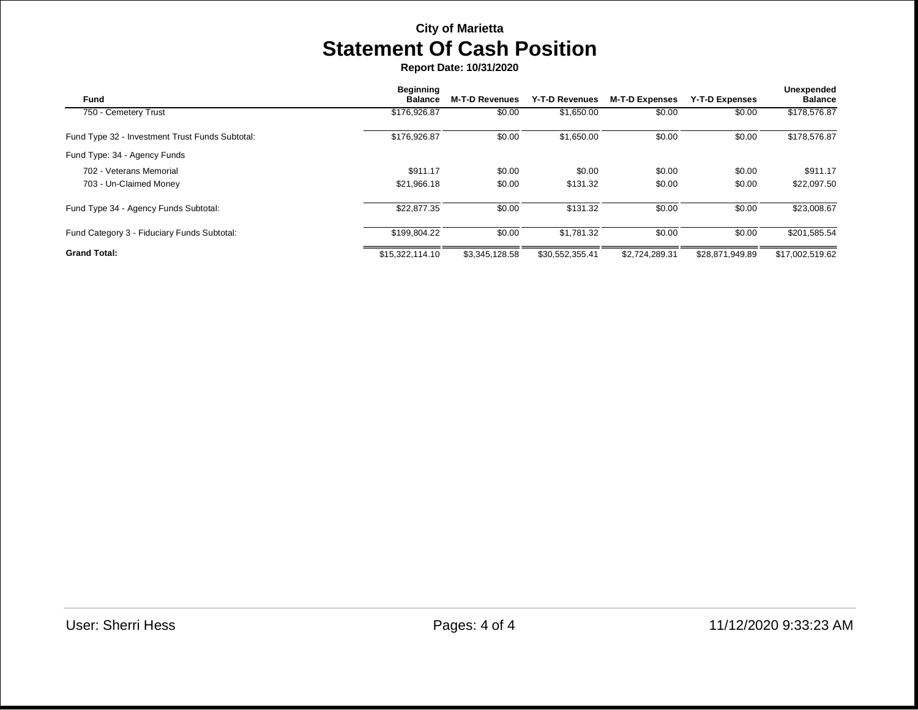# City of Marietta

## Statement Of Cash Position

**Report Date: 10/31/2020**

| Fund | Beginning Balance | M-T-D Revenues | Y-T-D Revenues | M-T-D Expenses | Y-T-D Expenses | Unexpended Balance |
|---|---|---|---|---|---|---|
| 750 - Cemetery Trust | $176,926.87 | $0.00 | $1,650.00 | $0.00 | $0.00 | $178,576.87 |
| Fund Type 32 - Investment Trust Funds Subtotal: | $176,926.87 | $0.00 | $1,650.00 | $0.00 | $0.00 | $178,576.87 |
| Fund Type: 34 - Agency Funds | | | | | | |
| 702 - Veterans Memorial | $911.17 | $0.00 | $0.00 | $0.00 | $0.00 | $911.17 |
| 703 - Un-Claimed Money | $21,966.18 | $0.00 | $131.32 | $0.00 | $0.00 | $22,097.50 |
| Fund Type 34 - Agency Funds Subtotal: | $22,877.35 | $0.00 | $131.32 | $0.00 | $0.00 | $23,008.67 |
| Fund Category 3 - Fiduciary Funds Subtotal: | $199,804.22 | $0.00 | $1,781.32 | $0.00 | $0.00 | $201,585.54 |
| **Grand Total:** | $15,322,114.10 | $3,345,128.58 | $30,552,355.41 | $2,724,289.31 | $28,871,949.89 | $17,002,519.62 |

User: Sherri Hess

11/12/2020 9:33:23 AM